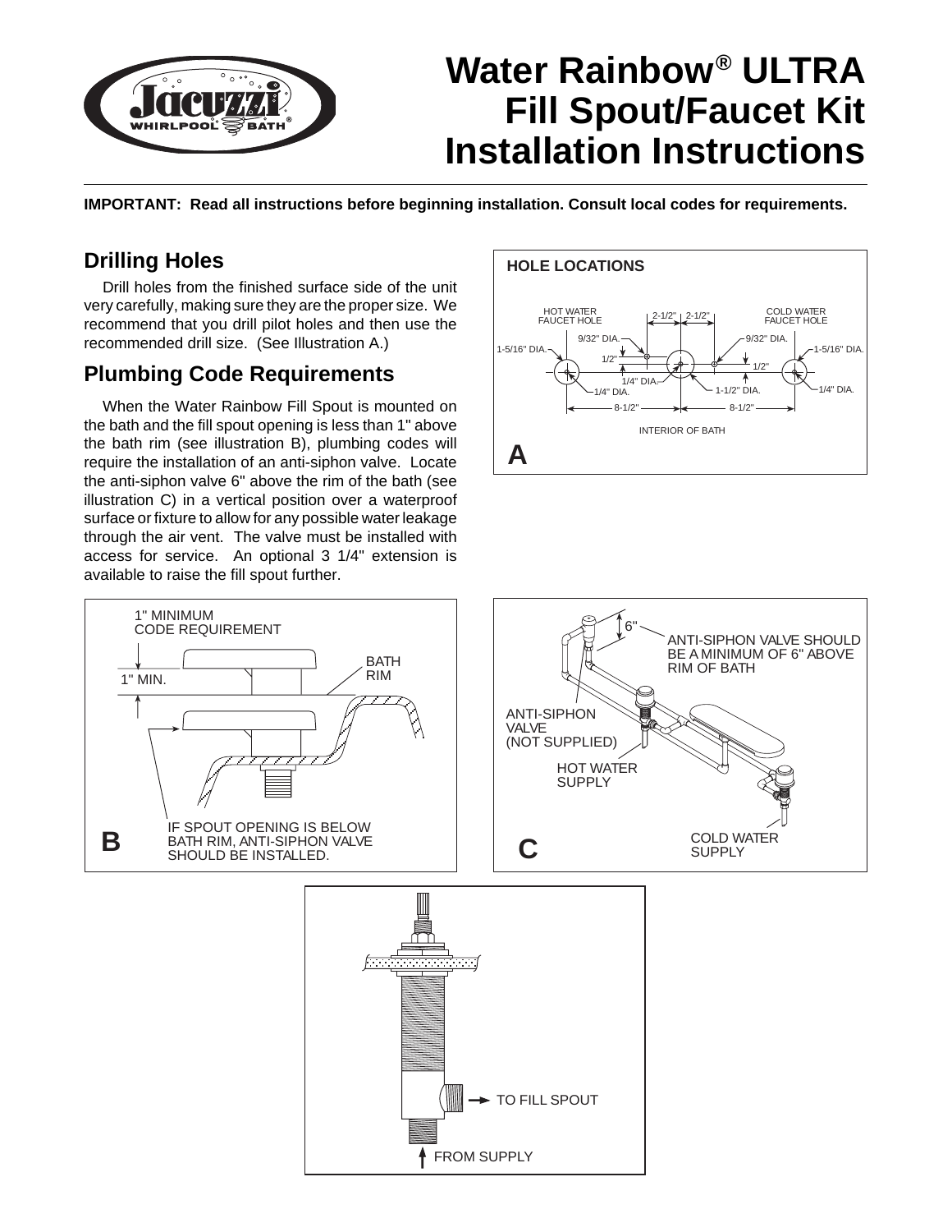# Water Rainbow® ULTRA Fill Spout/Faucet Kit Installation Instructions

**IMPORTANT: Read all instructions before beginning installation. Consult local codes for requirements.**

## Drilling Holes

Drill holes from the finished surface side of the unit very carefully, making sure they are the proper size. We recommend that you drill pilot holes and then use the recommended drill size. (See Illustration A.)

## Plumbing Code Requirements

When the Water Rainbow Fill Spout is mounted on the bath and the fill spout opening is less than 1" above the bath rim (see illustration B), plumbing codes will require the installation of an anti-siphon valve. Locate the anti-siphon valve 6" above the rim of the bath (see illustration C) in a vertical position over a waterproof surface or fixture to allow for any possible water leakage through the air vent. The valve must be installed with access for service. An optional 3 1/4" extension is available to raise the fill spout further.

**HOLE LOCATIONS**

HOT WATER FAUCET HOLE — COLD WATER FAUCET HOLE — 2-1/2" — 2-1/2" — 9/32" DIA. — 9/32" DIA. — 1-5/16" DIA. — 1-5/16" DIA. — 1/2" — 1/2" — 1/4" DIA. — 1/4" DIA. — 1/4" DIA. — 1-1/2" DIA. — 8-1/2" — 8-1/2" — INTERIOR OF BATH

**A**

1" MINIMUM CODE REQUIREMENT — 1" MIN. — BATH RIM — IF SPOUT OPENING IS BELOW BATH RIM, ANTI-SIPHON VALVE SHOULD BE INSTALLED.

**B**

6" — ANTI-SIPHON VALVE SHOULD BE A MINIMUM OF 6" ABOVE RIM OF BATH — ANTI-SIPHON VALVE (NOT SUPPLIED) — HOT WATER SUPPLY — COLD WATER SUPPLY

**C**

TO FILL SPOUT — FROM SUPPLY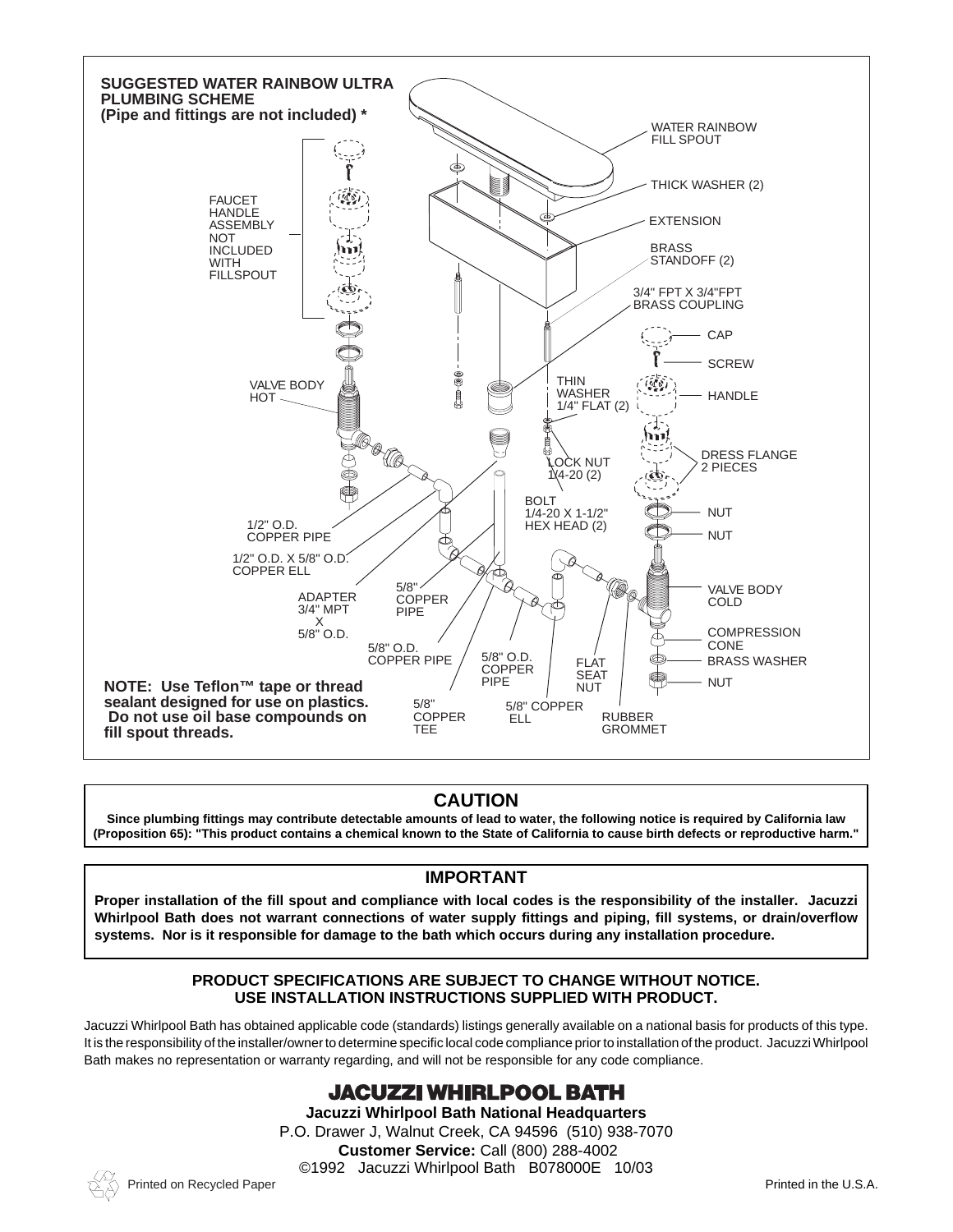**SUGGESTED WATER RAINBOW ULTRA PLUMBING SCHEME**
**(Pipe and fittings are not included) \***

WATER RAINBOW FILL SPOUT
THICK WASHER (2)
EXTENSION
BRASS STANDOFF (2)
3/4" FPT X 3/4"FPT BRASS COUPLING
CAP
SCREW
HANDLE
DRESS FLANGE 2 PIECES
NUT
NUT
VALVE BODY COLD
COMPRESSION CONE
BRASS WASHER
NUT
FAUCET HANDLE ASSEMBLY NOT INCLUDED WITH FILLSPOUT
VALVE BODY HOT
THIN WASHER 1/4" FLAT (2)
LOCK NUT 1/4-20 (2)
BOLT 1/4-20 X 1-1/2" HEX HEAD (2)
1/2" O.D. COPPER PIPE
1/2" O.D. X 5/8" O.D. COPPER ELL
ADAPTER 3/4" MPT X 5/8" O.D.
5/8" COPPER PIPE
5/8" O.D. COPPER PIPE
5/8" O.D. COPPER PIPE
5/8" COPPER TEE
5/8" COPPER ELL
FLAT SEAT NUT
RUBBER GROMMET

**NOTE: Use Teflon™ tape or thread sealant designed for use on plastics. Do not use oil base compounds on fill spout threads.**

## CAUTION

**Since plumbing fittings may contribute detectable amounts of lead to water, the following notice is required by California law (Proposition 65): "This product contains a chemical known to the State of California to cause birth defects or reproductive harm."**

## IMPORTANT

**Proper installation of the fill spout and compliance with local codes is the responsibility of the installer. Jacuzzi Whirlpool Bath does not warrant connections of water supply fittings and piping, fill systems, or drain/overflow systems. Nor is it responsible for damage to the bath which occurs during any installation procedure.**

**PRODUCT SPECIFICATIONS ARE SUBJECT TO CHANGE WITHOUT NOTICE.**
**USE INSTALLATION INSTRUCTIONS SUPPLIED WITH PRODUCT.**

Jacuzzi Whirlpool Bath has obtained applicable code (standards) listings generally available on a national basis for products of this type. It is the responsibility of the installer/owner to determine specific local code compliance prior to installation of the product. Jacuzzi Whirlpool Bath makes no representation or warranty regarding, and will not be responsible for any code compliance.

**JACUZZI WHIRLPOOL BATH**

**Jacuzzi Whirlpool Bath National Headquarters**
P.O. Drawer J, Walnut Creek, CA 94596 (510) 938-7070
**Customer Service:** Call (800) 288-4002
©1992 Jacuzzi Whirlpool Bath B078000E 10/03

Printed on Recycled Paper

Printed in the U.S.A.